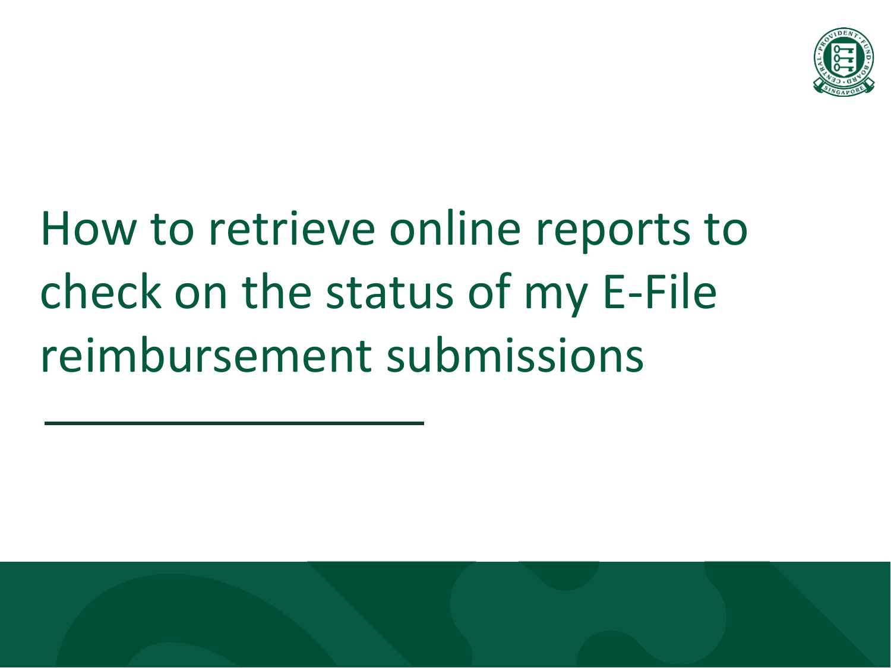# How to retrieve online reports to check on the status of my E-File reimbursement submissions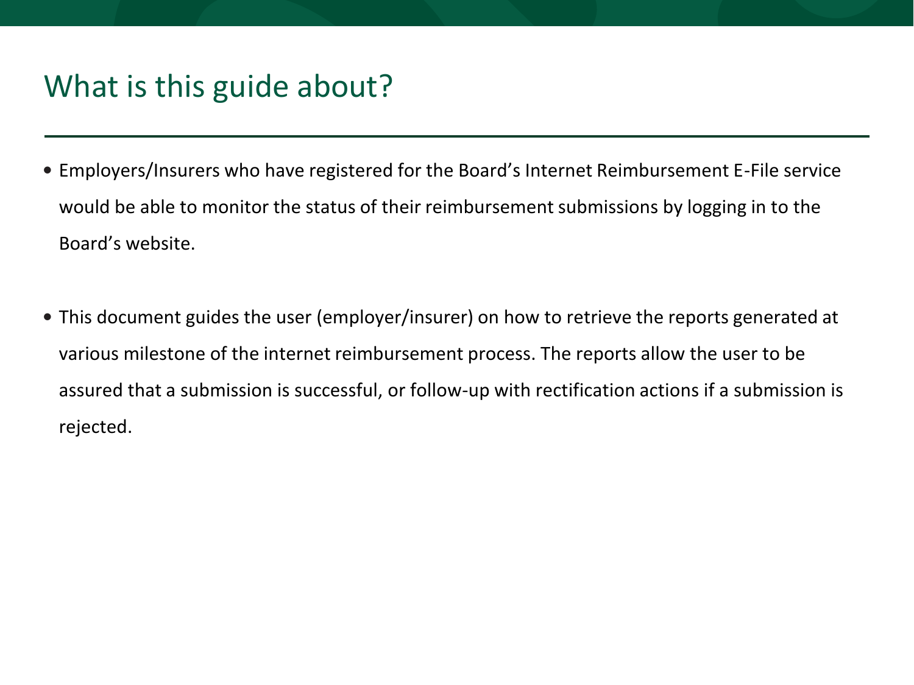# What is this guide about?

- Employers/Insurers who have registered for the Board's Internet Reimbursement E-File service would be able to monitor the status of their reimbursement submissions by logging in to the Board's website.

- This document guides the user (employer/insurer) on how to retrieve the reports generated at various milestone of the internet reimbursement process. The reports allow the user to be assured that a submission is successful, or follow-up with rectification actions if a submission is rejected.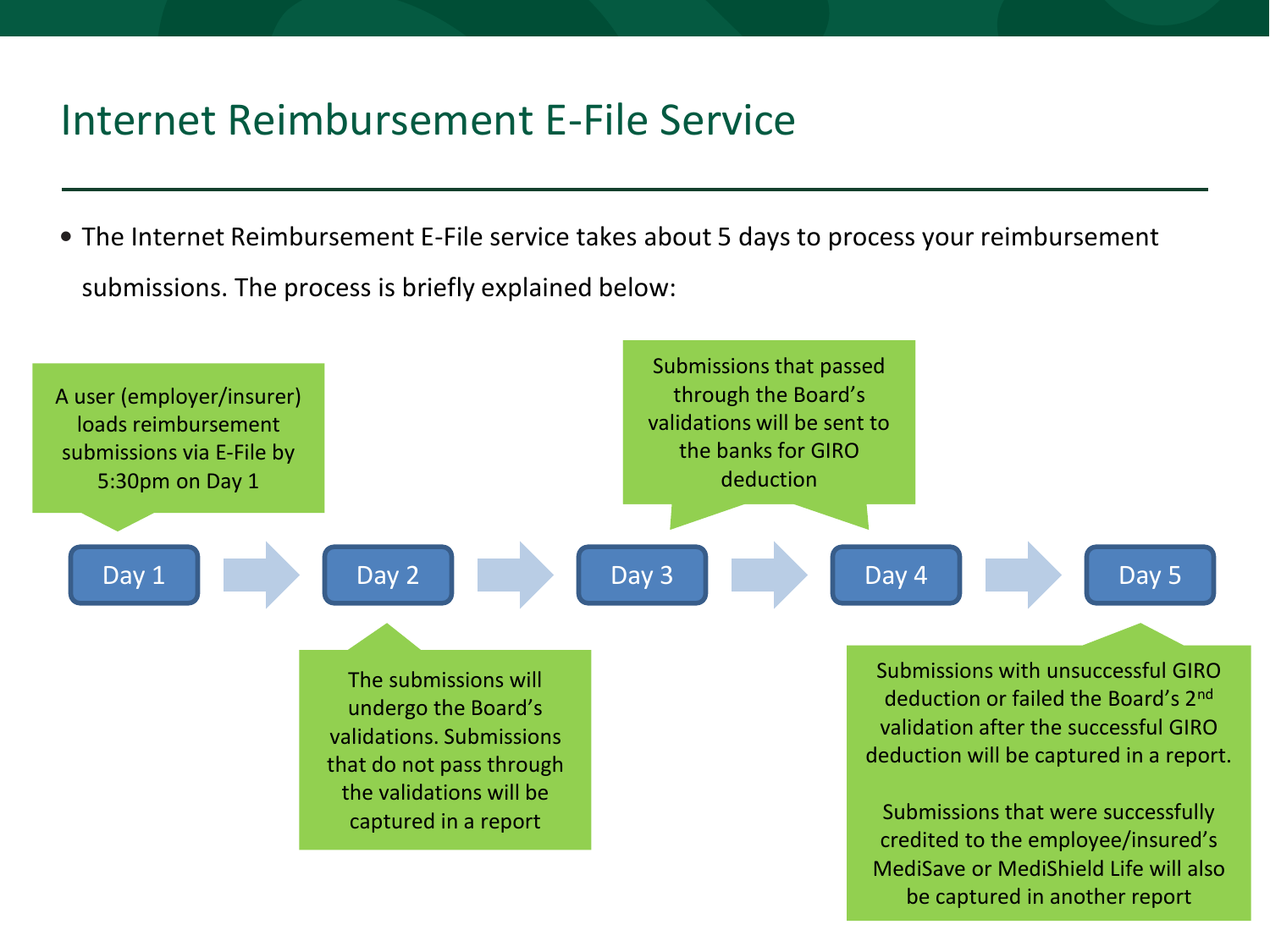# Internet Reimbursement E-File Service

- The Internet Reimbursement E-File service takes about 5 days to process your reimbursement submissions. The process is briefly explained below:

**Day 1**

A user (employer/insurer) loads reimbursement submissions via E-File by 5:30pm on Day 1

**Day 2**

The submissions will undergo the Board's validations. Submissions that do not pass through the validations will be captured in a report

**Day 3**

Submissions that passed through the Board's validations will be sent to the banks for GIRO deduction

**Day 4**

**Day 5**

Submissions with unsuccessful GIRO deduction or failed the Board's 2nd validation after the successful GIRO deduction will be captured in a report.

Submissions that were successfully credited to the employee/insured's MediSave or MediShield Life will also be captured in another report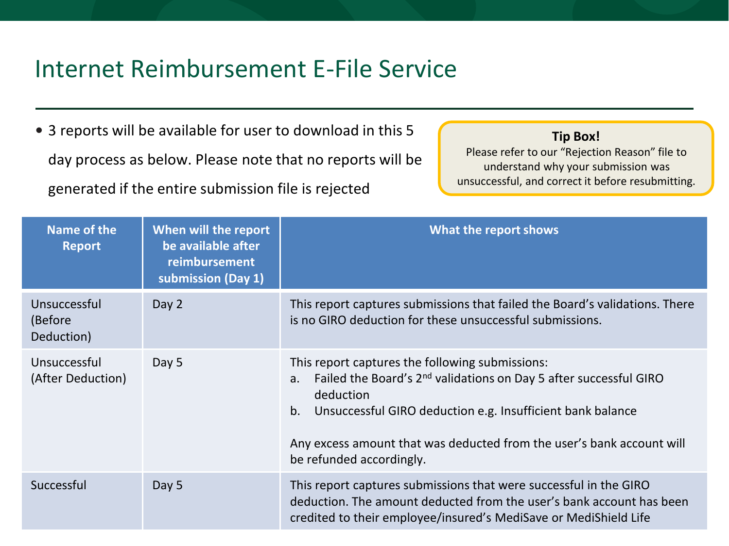# Internet Reimbursement E-File Service

- 3 reports will be available for user to download in this 5 day process as below. Please note that no reports will be generated if the entire submission file is rejected

**Tip Box!**
Please refer to our "Rejection Reason" file to understand why your submission was unsuccessful, and correct it before resubmitting.

| Name of the Report | When will the report be available after reimbursement submission (Day 1) | What the report shows |
|---|---|---|
| Unsuccessful (Before Deduction) | Day 2 | This report captures submissions that failed the Board's validations. There is no GIRO deduction for these unsuccessful submissions. |
| Unsuccessful (After Deduction) | Day 5 | This report captures the following submissions:<br>a. Failed the Board's 2nd validations on Day 5 after successful GIRO deduction<br>b. Unsuccessful GIRO deduction e.g. Insufficient bank balance<br><br>Any excess amount that was deducted from the user's bank account will be refunded accordingly. |
| Successful | Day 5 | This report captures submissions that were successful in the GIRO deduction. The amount deducted from the user's bank account has been credited to their employee/insured's MediSave or MediShield Life |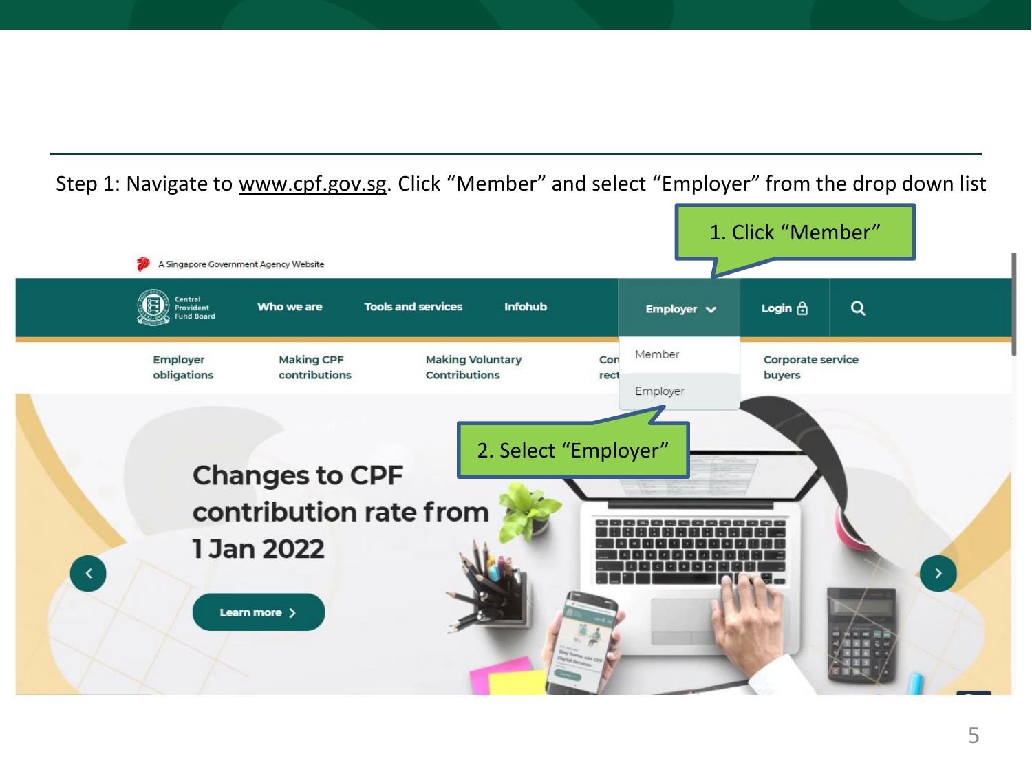Step 1: Navigate to www.cpf.gov.sg. Click “Member” and select “Employer” from the drop down list

1. Click “Member”

2. Select “Employer”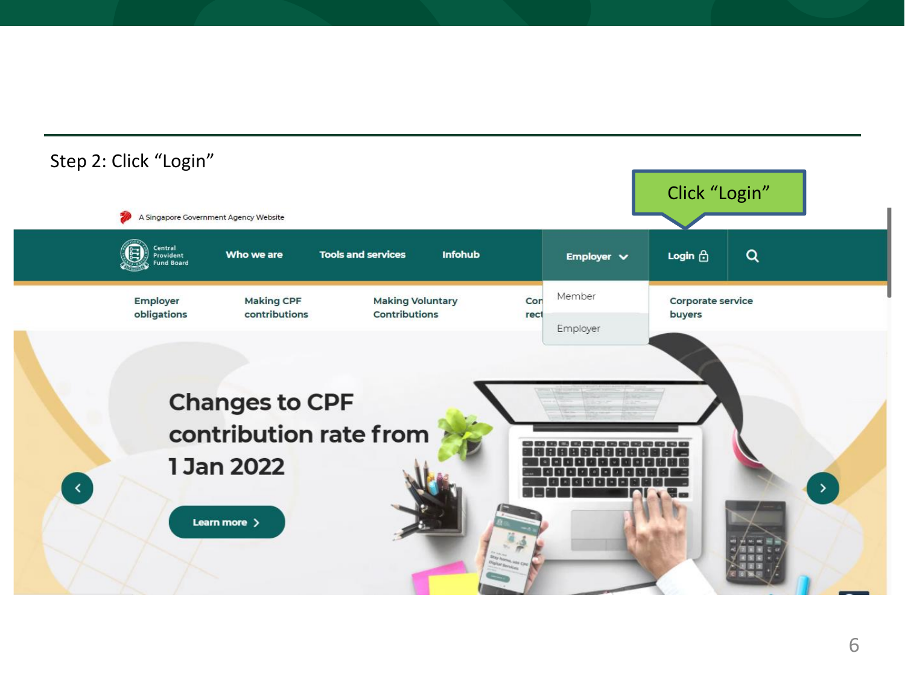Step 2: Click "Login"

Click "Login"

A Singapore Government Agency Website

Central Provident Fund Board

Who we are

Tools and services

Infohub

Employer

Login

Member

Employer

Employer obligations

Making CPF contributions

Making Voluntary Contributions

Corporate service buyers

Changes to CPF contribution rate from 1 Jan 2022

Learn more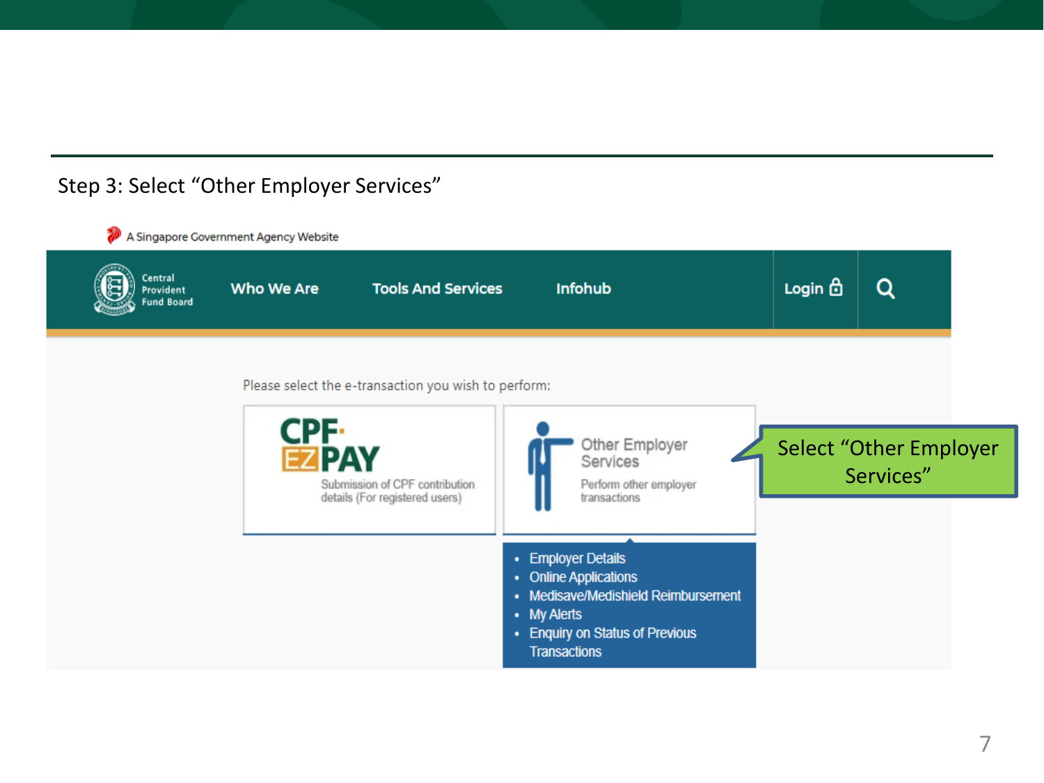## Step 3: Select "Other Employer Services"

A Singapore Government Agency Website

Central Provident Fund Board

Who We Are | Tools And Services | Infohub | Login

Please select the e-transaction you wish to perform:

**CPF EZPAY**
Submission of CPF contribution details (For registered users)

**Other Employer Services**
Perform other employer transactions

- Employer Details
- Online Applications
- Medisave/Medishield Reimbursement
- My Alerts
- Enquiry on Status of Previous Transactions

Select "Other Employer Services"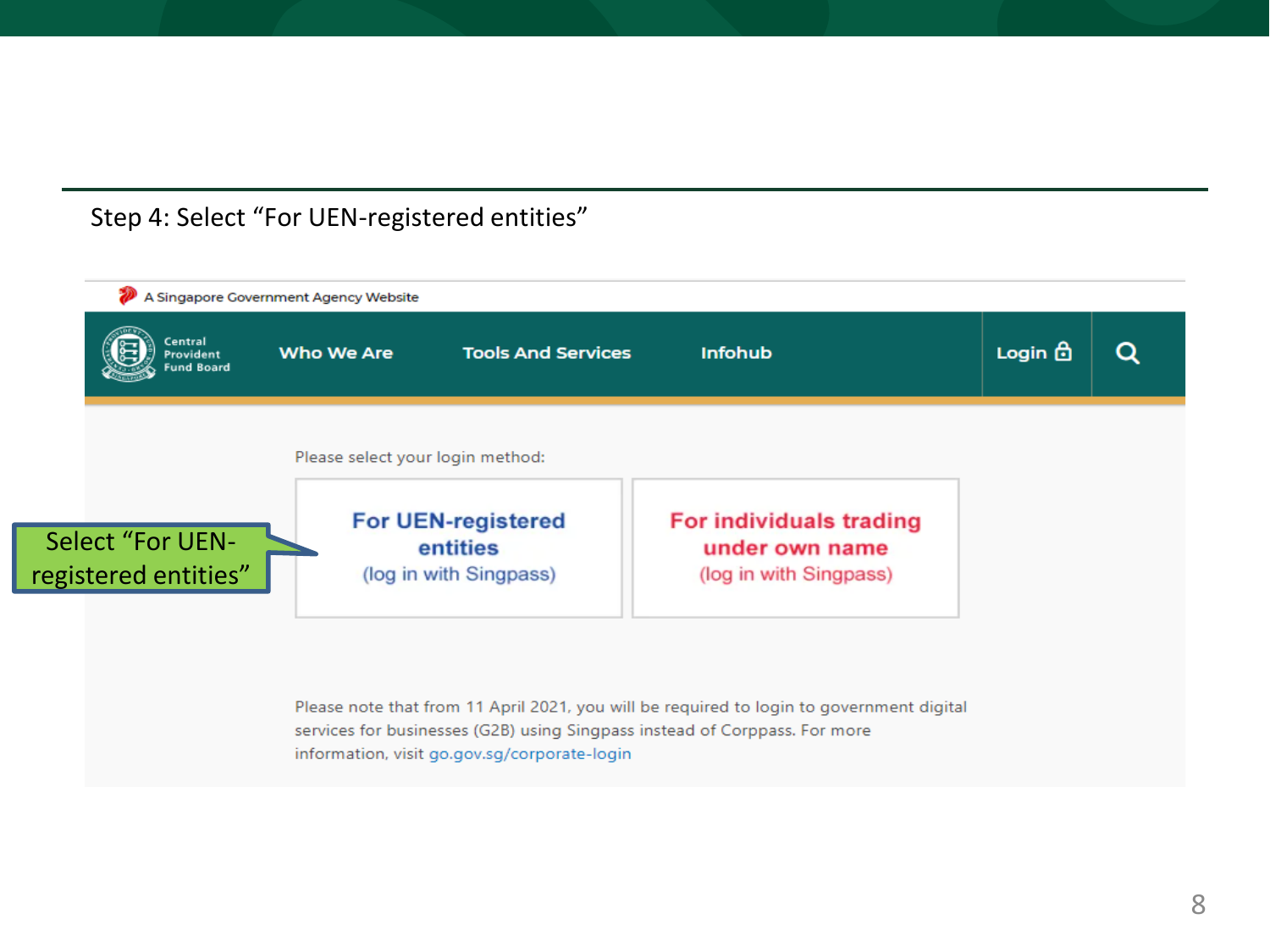Step 4: Select “For UEN-registered entities”

A Singapore Government Agency Website

Central Provident Fund Board

Who We Are | Tools And Services | Infohub | Login

Please select your login method:

| | |
|---|---|
| **For UEN-registered entities** (log in with Singpass) | **For individuals trading under own name** (log in with Singpass) |

Select “For UEN-registered entities”

Please note that from 11 April 2021, you will be required to login to government digital services for businesses (G2B) using Singpass instead of Corppass. For more information, visit go.gov.sg/corporate-login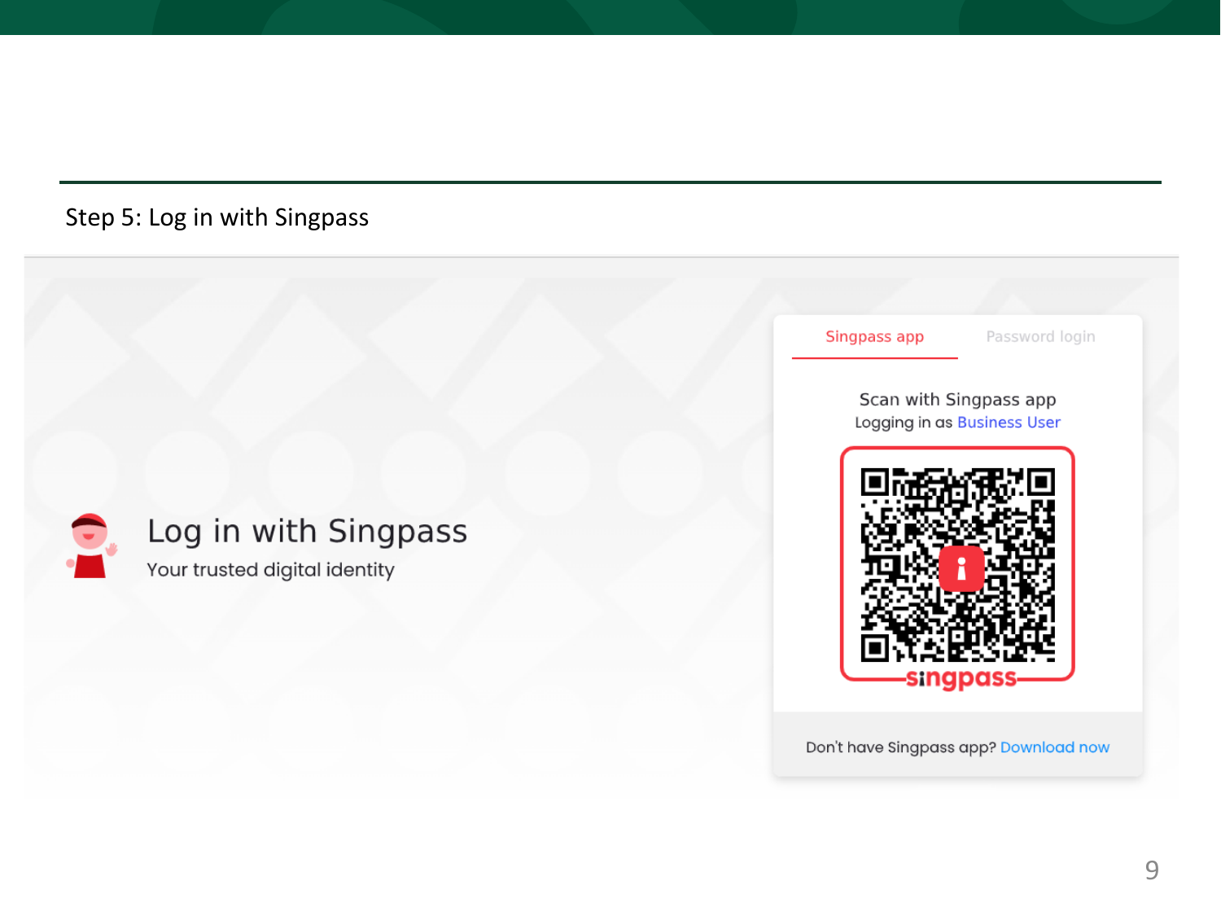## Step 5: Log in with Singpass

Log in with Singpass

Your trusted digital identity

Singpass app

Password login

Scan with Singpass app

Logging in as Business User

singpass

Don't have Singpass app? Download now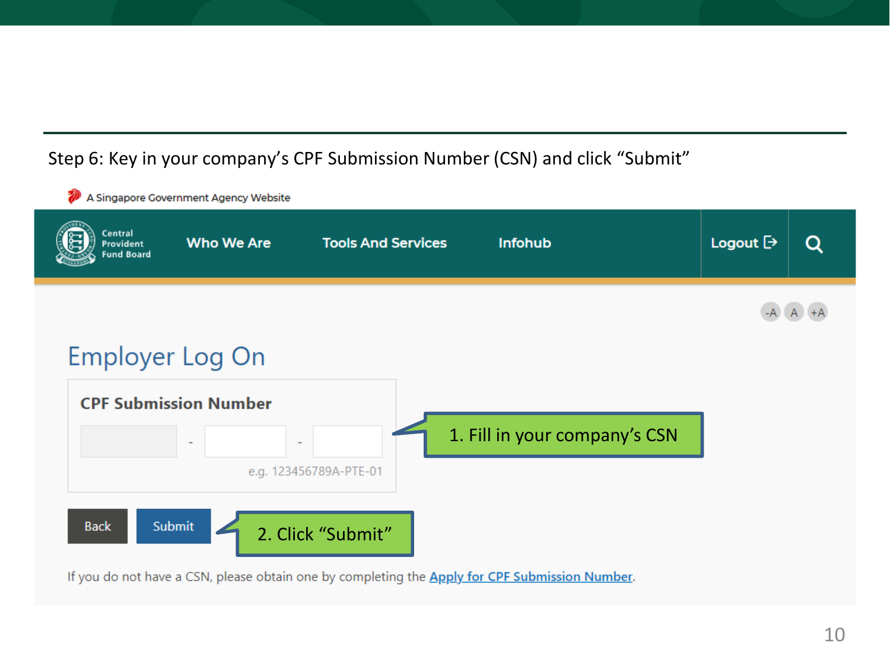Step 6: Key in your company's CPF Submission Number (CSN) and click "Submit"

A Singapore Government Agency Website

Central Provident Fund Board

Who We Are | Tools And Services | Infohub | Logout

-A A +A

# Employer Log On

**CPF Submission Number**

[ ] - [ ] - [ ]

e.g. 123456789A-PTE-01

1. Fill in your company's CSN

Back | Submit

2. Click "Submit"

If you do not have a CSN, please obtain one by completing the Apply for CPF Submission Number.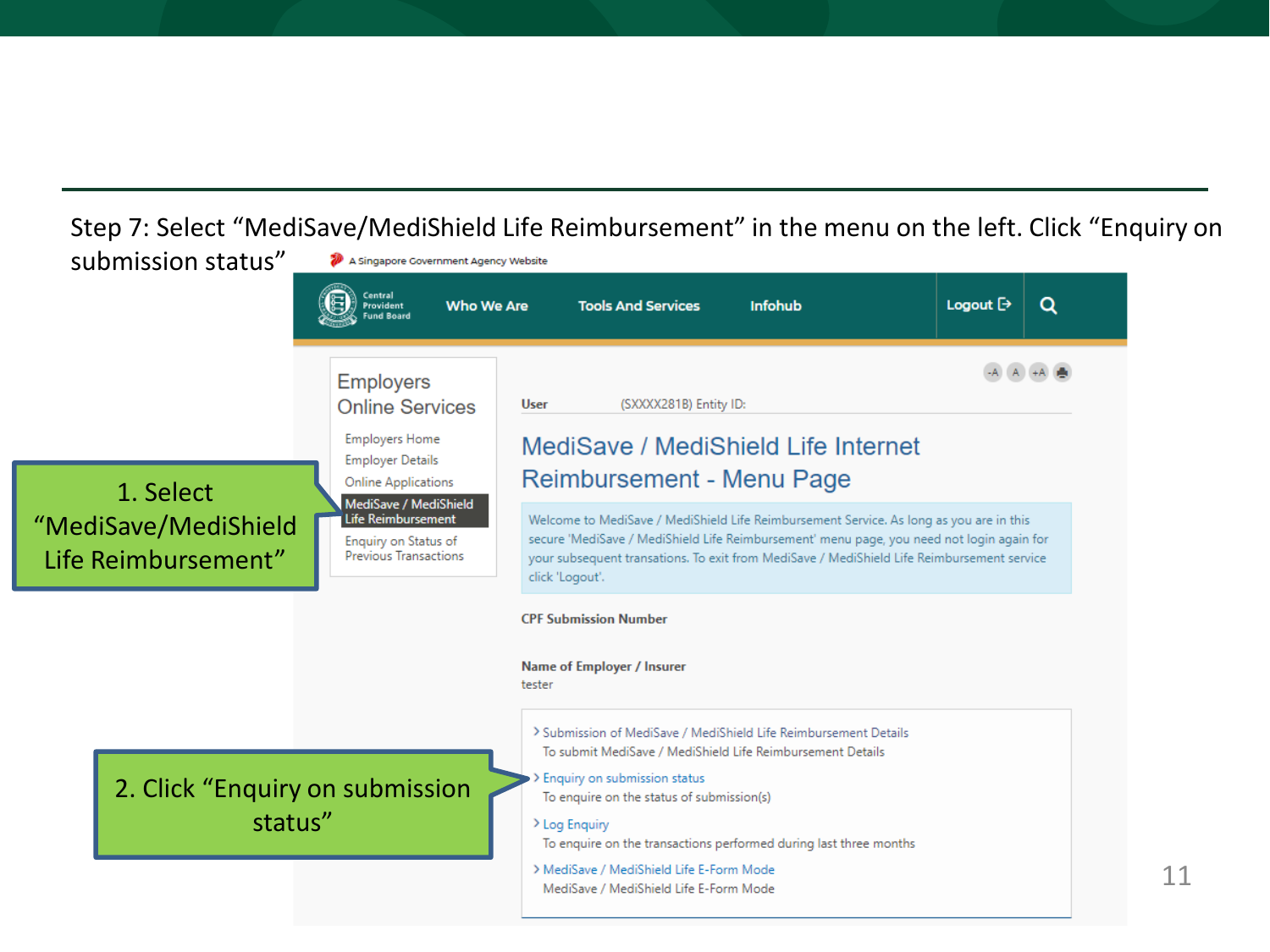Step 7: Select “MediSave/MediShield Life Reimbursement” in the menu on the left. Click “Enquiry on submission status”

A Singapore Government Agency Website

Central Provident Fund Board | Who We Are | Tools And Services | Infohub | Logout

Employers Online Services

- Employers Home
- Employer Details
- Online Applications
- MediSave / MediShield Life Reimbursement
- Enquiry on Status of Previous Transactions

1. Select “MediSave/MediShield Life Reimbursement”

User (SXXXX281B) Entity ID:

## MediSave / MediShield Life Internet Reimbursement - Menu Page

Welcome to MediSave / MediShield Life Reimbursement Service. As long as you are in this secure 'MediSave / MediShield Life Reimbursement' menu page, you need not login again for your subsequent transations. To exit from MediSave / MediShield Life Reimbursement service click 'Logout'.

**CPF Submission Number**

**Name of Employer / Insurer**
tester

- Submission of MediSave / MediShield Life Reimbursement Details
  To submit MediSave / MediShield Life Reimbursement Details
- Enquiry on submission status
  To enquire on the status of submission(s)
- Log Enquiry
  To enquire on the transactions performed during last three months
- MediSave / MediShield Life E-Form Mode
  MediSave / MediShield Life E-Form Mode

2. Click “Enquiry on submission status”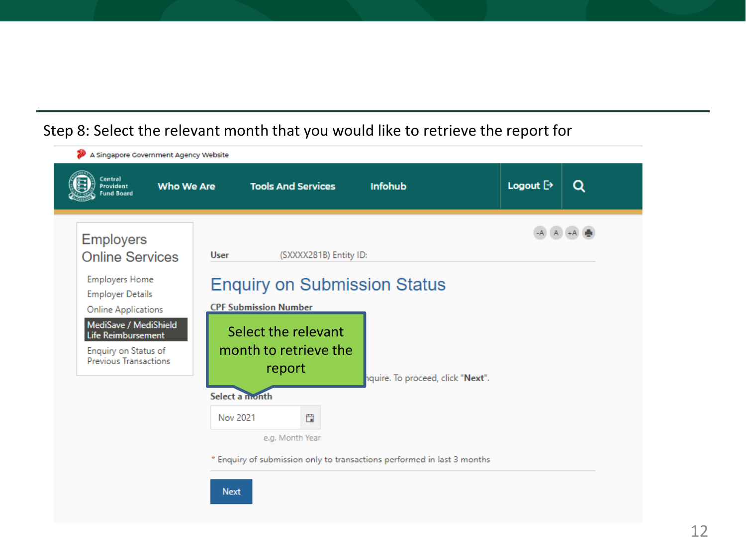Step 8: Select the relevant month that you would like to retrieve the report for

A Singapore Government Agency Website

Central Provident Fund Board | Who We Are | Tools And Services | Infohub | Logout

-A A +A

**Employers Online Services**

- Employers Home
- Employer Details
- Online Applications
- MediSave / MediShield Life Reimbursement
- Enquiry on Status of Previous Transactions

**User** (SXXXX281B) Entity ID:

# Enquiry on Submission Status

**CPF Submission Number**

Select the relevant month to retrieve the report

...nquire. To proceed, click "**Next**".

**Select a month**

Nov 2021

e.g. Month Year

\* Enquiry of submission only to transactions performed in last 3 months

Next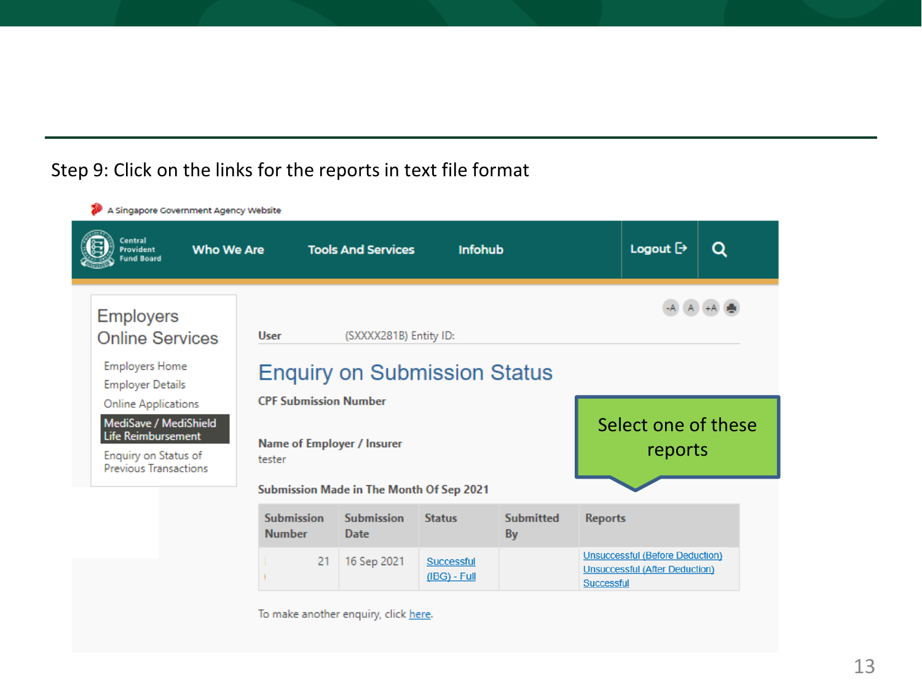Step 9: Click on the links for the reports in text file format

A Singapore Government Agency Website

Central Provident Fund Board | Who We Are | Tools And Services | Infohub | Logout

**Employers Online Services**

- Employers Home
- Employer Details
- Online Applications
- MediSave / MediShield Life Reimbursement
- Enquiry on Status of Previous Transactions

**User** (SXXXX281B) Entity ID:

## Enquiry on Submission Status

**CPF Submission Number**

**Name of Employer / Insurer**
tester

Select one of these reports

**Submission Made in The Month Of Sep 2021**

| Submission Number | Submission Date | Status | Submitted By | Reports |
|---|---|---|---|---|
| 21 | 16 Sep 2021 | Successful (IBG) - Full | | Unsuccessful (Before Deduction)<br>Unsuccessful (After Deduction)<br>Successful |

To make another enquiry, click here.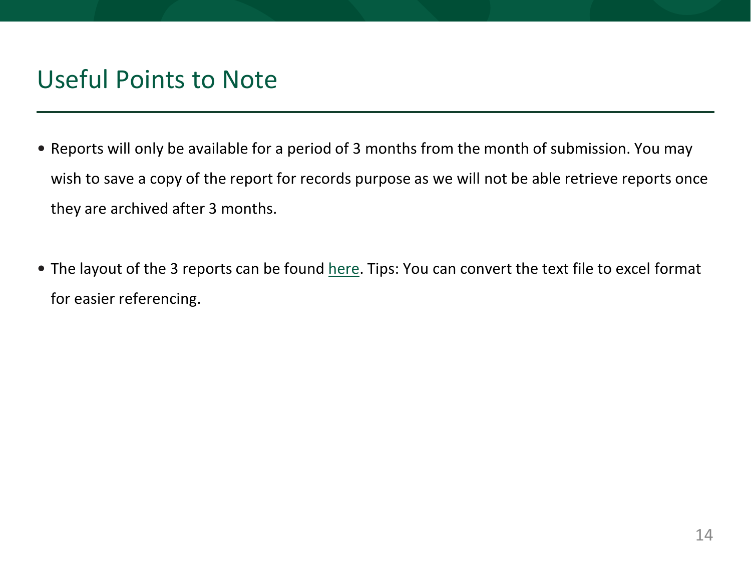# Useful Points to Note

- Reports will only be available for a period of 3 months from the month of submission. You may wish to save a copy of the report for records purpose as we will not be able retrieve reports once they are archived after 3 months.

- The layout of the 3 reports can be found here. Tips: You can convert the text file to excel format for easier referencing.